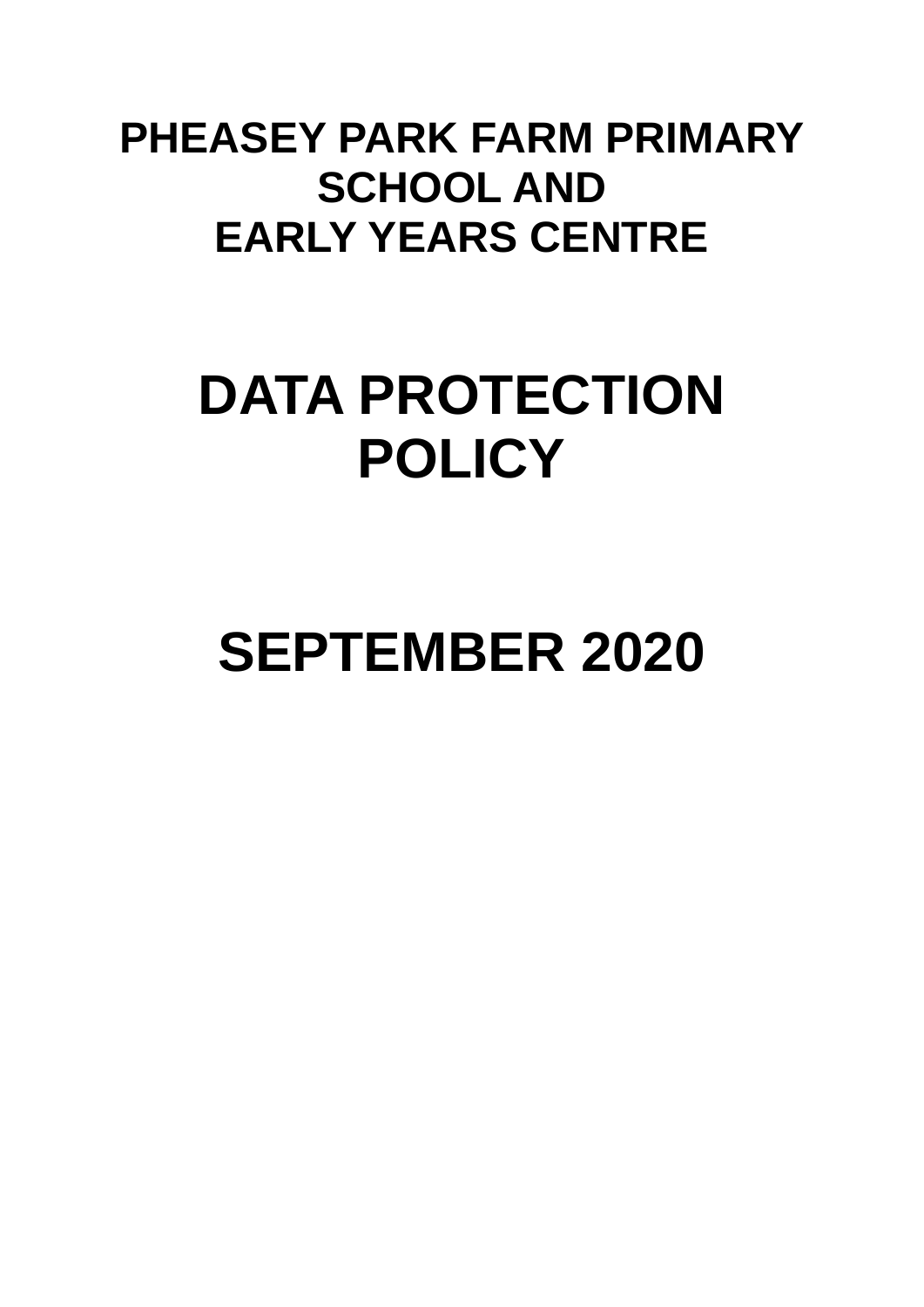# PHEASEY PARK FARM PRIMARY SCHOOL AND EARLY YEARS CENTRE

# DATA PROTECTION POLICY

# SEPTEMBER 2020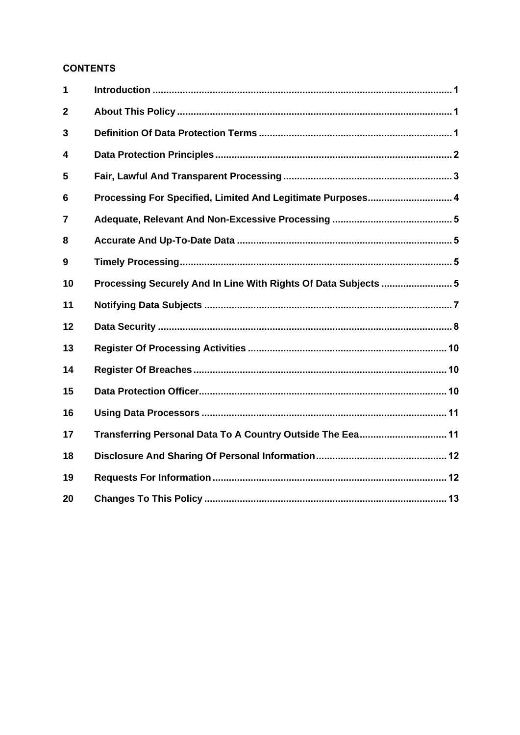**CONTENTS**

| | | |
|---|---|---|
| 1 | Introduction | 1 |
| 2 | About This Policy | 1 |
| 3 | Definition Of Data Protection Terms | 1 |
| 4 | Data Protection Principles | 2 |
| 5 | Fair, Lawful And Transparent Processing | 3 |
| 6 | Processing For Specified, Limited And Legitimate Purposes | 4 |
| 7 | Adequate, Relevant And Non-Excessive Processing | 5 |
| 8 | Accurate And Up-To-Date Data | 5 |
| 9 | Timely Processing | 5 |
| 10 | Processing Securely And In Line With Rights Of Data Subjects | 5 |
| 11 | Notifying Data Subjects | 7 |
| 12 | Data Security | 8 |
| 13 | Register Of Processing Activities | 10 |
| 14 | Register Of Breaches | 10 |
| 15 | Data Protection Officer | 10 |
| 16 | Using Data Processors | 11 |
| 17 | Transferring Personal Data To A Country Outside The Eea | 11 |
| 18 | Disclosure And Sharing Of Personal Information | 12 |
| 19 | Requests For Information | 12 |
| 20 | Changes To This Policy | 13 |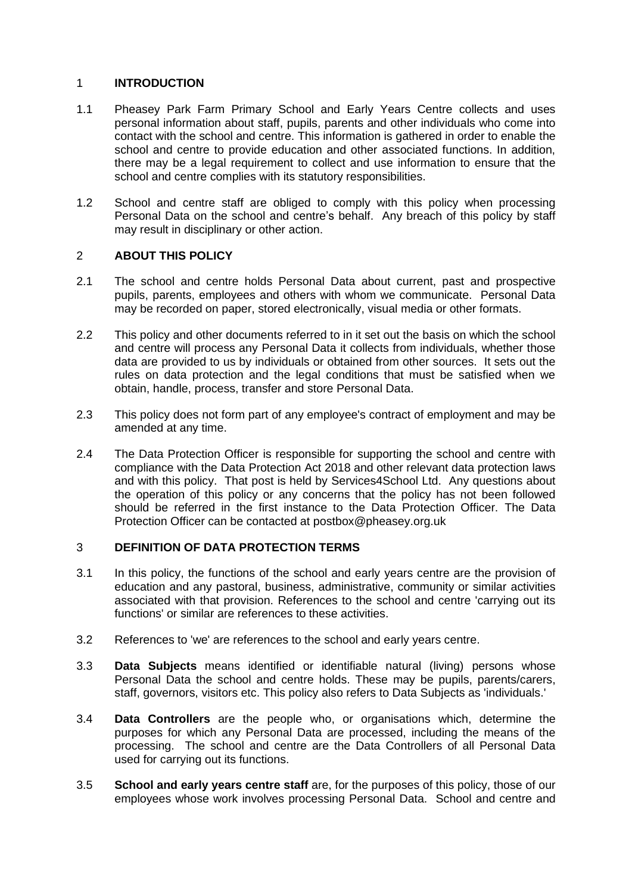## 1 INTRODUCTION

1.1 Pheasey Park Farm Primary School and Early Years Centre collects and uses personal information about staff, pupils, parents and other individuals who come into contact with the school and centre. This information is gathered in order to enable the school and centre to provide education and other associated functions. In addition, there may be a legal requirement to collect and use information to ensure that the school and centre complies with its statutory responsibilities.

1.2 School and centre staff are obliged to comply with this policy when processing Personal Data on the school and centre's behalf. Any breach of this policy by staff may result in disciplinary or other action.

## 2 ABOUT THIS POLICY

2.1 The school and centre holds Personal Data about current, past and prospective pupils, parents, employees and others with whom we communicate. Personal Data may be recorded on paper, stored electronically, visual media or other formats.

2.2 This policy and other documents referred to in it set out the basis on which the school and centre will process any Personal Data it collects from individuals, whether those data are provided to us by individuals or obtained from other sources. It sets out the rules on data protection and the legal conditions that must be satisfied when we obtain, handle, process, transfer and store Personal Data.

2.3 This policy does not form part of any employee's contract of employment and may be amended at any time.

2.4 The Data Protection Officer is responsible for supporting the school and centre with compliance with the Data Protection Act 2018 and other relevant data protection laws and with this policy. That post is held by Services4School Ltd. Any questions about the operation of this policy or any concerns that the policy has not been followed should be referred in the first instance to the Data Protection Officer. The Data Protection Officer can be contacted at postbox@pheasey.org.uk

## 3 DEFINITION OF DATA PROTECTION TERMS

3.1 In this policy, the functions of the school and early years centre are the provision of education and any pastoral, business, administrative, community or similar activities associated with that provision. References to the school and centre 'carrying out its functions' or similar are references to these activities.

3.2 References to 'we' are references to the school and early years centre.

3.3 **Data Subjects** means identified or identifiable natural (living) persons whose Personal Data the school and centre holds. These may be pupils, parents/carers, staff, governors, visitors etc. This policy also refers to Data Subjects as 'individuals.'

3.4 **Data Controllers** are the people who, or organisations which, determine the purposes for which any Personal Data are processed, including the means of the processing. The school and centre are the Data Controllers of all Personal Data used for carrying out its functions.

3.5 **School and early years centre staff** are, for the purposes of this policy, those of our employees whose work involves processing Personal Data. School and centre and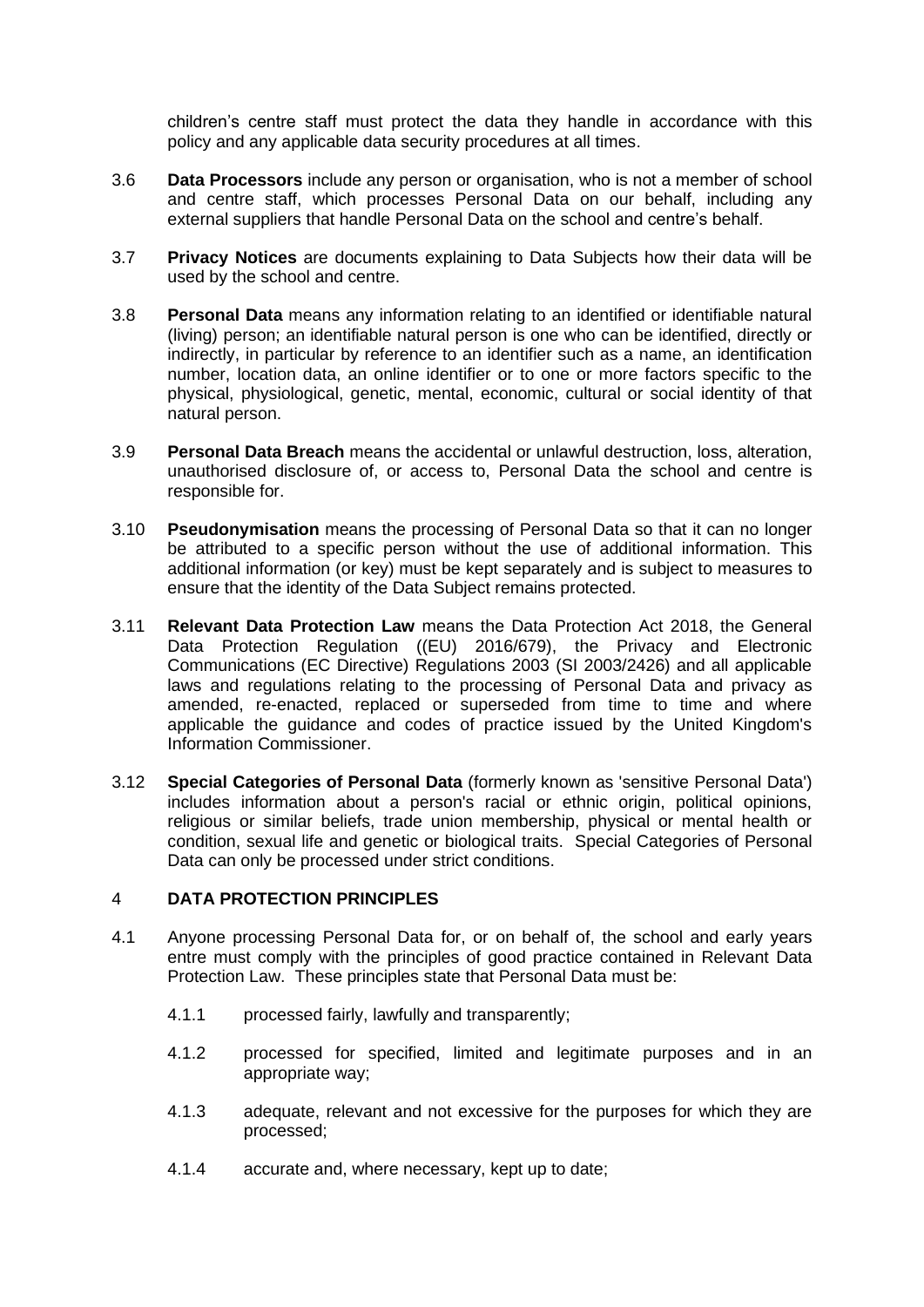children's centre staff must protect the data they handle in accordance with this policy and any applicable data security procedures at all times.

3.6 **Data Processors** include any person or organisation, who is not a member of school and centre staff, which processes Personal Data on our behalf, including any external suppliers that handle Personal Data on the school and centre's behalf.

3.7 **Privacy Notices** are documents explaining to Data Subjects how their data will be used by the school and centre.

3.8 **Personal Data** means any information relating to an identified or identifiable natural (living) person; an identifiable natural person is one who can be identified, directly or indirectly, in particular by reference to an identifier such as a name, an identification number, location data, an online identifier or to one or more factors specific to the physical, physiological, genetic, mental, economic, cultural or social identity of that natural person.

3.9 **Personal Data Breach** means the accidental or unlawful destruction, loss, alteration, unauthorised disclosure of, or access to, Personal Data the school and centre is responsible for.

3.10 **Pseudonymisation** means the processing of Personal Data so that it can no longer be attributed to a specific person without the use of additional information. This additional information (or key) must be kept separately and is subject to measures to ensure that the identity of the Data Subject remains protected.

3.11 **Relevant Data Protection Law** means the Data Protection Act 2018, the General Data Protection Regulation ((EU) 2016/679), the Privacy and Electronic Communications (EC Directive) Regulations 2003 (SI 2003/2426) and all applicable laws and regulations relating to the processing of Personal Data and privacy as amended, re-enacted, replaced or superseded from time to time and where applicable the guidance and codes of practice issued by the United Kingdom's Information Commissioner.

3.12 **Special Categories of Personal Data** (formerly known as 'sensitive Personal Data') includes information about a person's racial or ethnic origin, political opinions, religious or similar beliefs, trade union membership, physical or mental health or condition, sexual life and genetic or biological traits. Special Categories of Personal Data can only be processed under strict conditions.

## 4 DATA PROTECTION PRINCIPLES

4.1 Anyone processing Personal Data for, or on behalf of, the school and early years entre must comply with the principles of good practice contained in Relevant Data Protection Law. These principles state that Personal Data must be:

4.1.1 processed fairly, lawfully and transparently;

4.1.2 processed for specified, limited and legitimate purposes and in an appropriate way;

4.1.3 adequate, relevant and not excessive for the purposes for which they are processed;

4.1.4 accurate and, where necessary, kept up to date;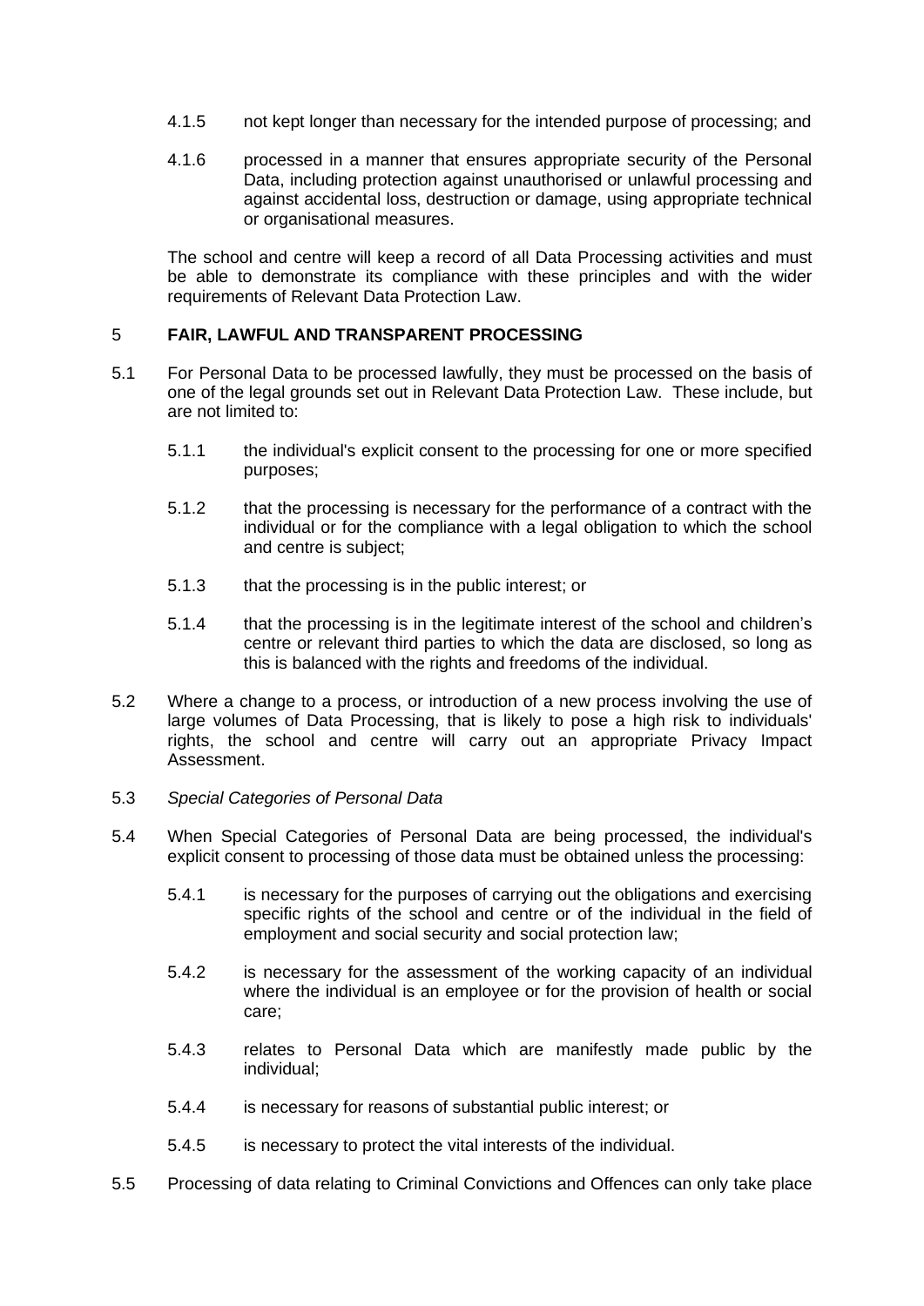4.1.5 not kept longer than necessary for the intended purpose of processing; and

4.1.6 processed in a manner that ensures appropriate security of the Personal Data, including protection against unauthorised or unlawful processing and against accidental loss, destruction or damage, using appropriate technical or organisational measures.

The school and centre will keep a record of all Data Processing activities and must be able to demonstrate its compliance with these principles and with the wider requirements of Relevant Data Protection Law.

## 5 FAIR, LAWFUL AND TRANSPARENT PROCESSING

5.1 For Personal Data to be processed lawfully, they must be processed on the basis of one of the legal grounds set out in Relevant Data Protection Law. These include, but are not limited to:

5.1.1 the individual's explicit consent to the processing for one or more specified purposes;

5.1.2 that the processing is necessary for the performance of a contract with the individual or for the compliance with a legal obligation to which the school and centre is subject;

5.1.3 that the processing is in the public interest; or

5.1.4 that the processing is in the legitimate interest of the school and children's centre or relevant third parties to which the data are disclosed, so long as this is balanced with the rights and freedoms of the individual.

5.2 Where a change to a process, or introduction of a new process involving the use of large volumes of Data Processing, that is likely to pose a high risk to individuals' rights, the school and centre will carry out an appropriate Privacy Impact Assessment.

5.3 *Special Categories of Personal Data*

5.4 When Special Categories of Personal Data are being processed, the individual's explicit consent to processing of those data must be obtained unless the processing:

5.4.1 is necessary for the purposes of carrying out the obligations and exercising specific rights of the school and centre or of the individual in the field of employment and social security and social protection law;

5.4.2 is necessary for the assessment of the working capacity of an individual where the individual is an employee or for the provision of health or social care;

5.4.3 relates to Personal Data which are manifestly made public by the individual;

5.4.4 is necessary for reasons of substantial public interest; or

5.4.5 is necessary to protect the vital interests of the individual.

5.5 Processing of data relating to Criminal Convictions and Offences can only take place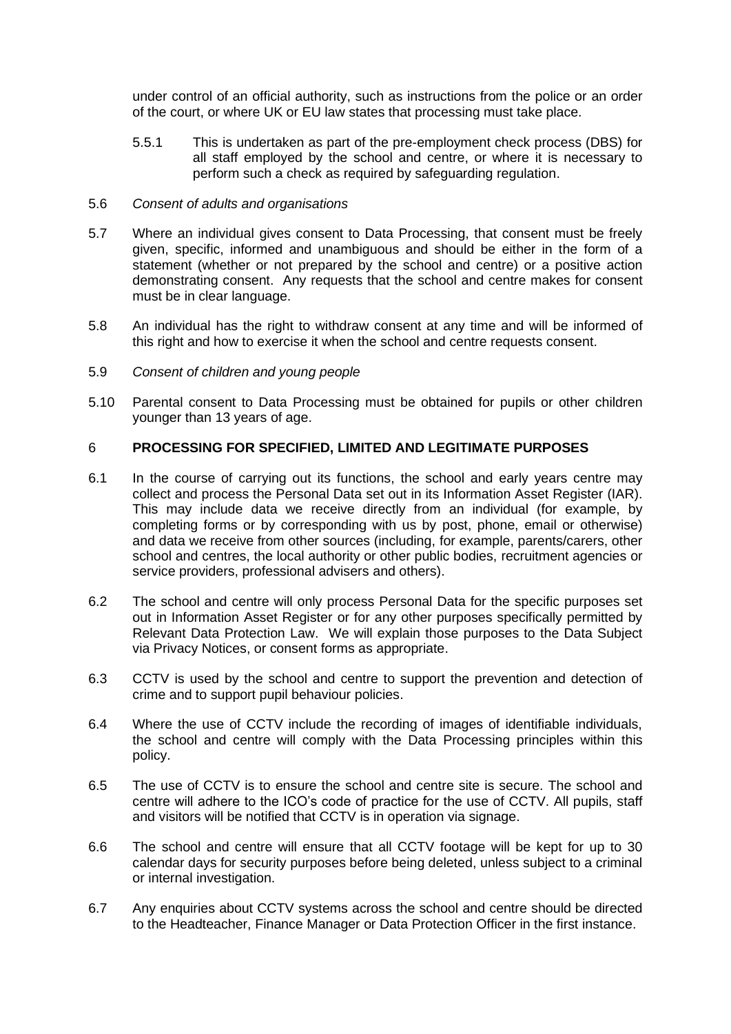under control of an official authority, such as instructions from the police or an order of the court, or where UK or EU law states that processing must take place.

5.5.1 This is undertaken as part of the pre-employment check process (DBS) for all staff employed by the school and centre, or where it is necessary to perform such a check as required by safeguarding regulation.

5.6 *Consent of adults and organisations*

5.7 Where an individual gives consent to Data Processing, that consent must be freely given, specific, informed and unambiguous and should be either in the form of a statement (whether or not prepared by the school and centre) or a positive action demonstrating consent. Any requests that the school and centre makes for consent must be in clear language.

5.8 An individual has the right to withdraw consent at any time and will be informed of this right and how to exercise it when the school and centre requests consent.

5.9 *Consent of children and young people*

5.10 Parental consent to Data Processing must be obtained for pupils or other children younger than 13 years of age.

## 6 PROCESSING FOR SPECIFIED, LIMITED AND LEGITIMATE PURPOSES

6.1 In the course of carrying out its functions, the school and early years centre may collect and process the Personal Data set out in its Information Asset Register (IAR). This may include data we receive directly from an individual (for example, by completing forms or by corresponding with us by post, phone, email or otherwise) and data we receive from other sources (including, for example, parents/carers, other school and centres, the local authority or other public bodies, recruitment agencies or service providers, professional advisers and others).

6.2 The school and centre will only process Personal Data for the specific purposes set out in Information Asset Register or for any other purposes specifically permitted by Relevant Data Protection Law. We will explain those purposes to the Data Subject via Privacy Notices, or consent forms as appropriate.

6.3 CCTV is used by the school and centre to support the prevention and detection of crime and to support pupil behaviour policies.

6.4 Where the use of CCTV include the recording of images of identifiable individuals, the school and centre will comply with the Data Processing principles within this policy.

6.5 The use of CCTV is to ensure the school and centre site is secure. The school and centre will adhere to the ICO's code of practice for the use of CCTV. All pupils, staff and visitors will be notified that CCTV is in operation via signage.

6.6 The school and centre will ensure that all CCTV footage will be kept for up to 30 calendar days for security purposes before being deleted, unless subject to a criminal or internal investigation.

6.7 Any enquiries about CCTV systems across the school and centre should be directed to the Headteacher, Finance Manager or Data Protection Officer in the first instance.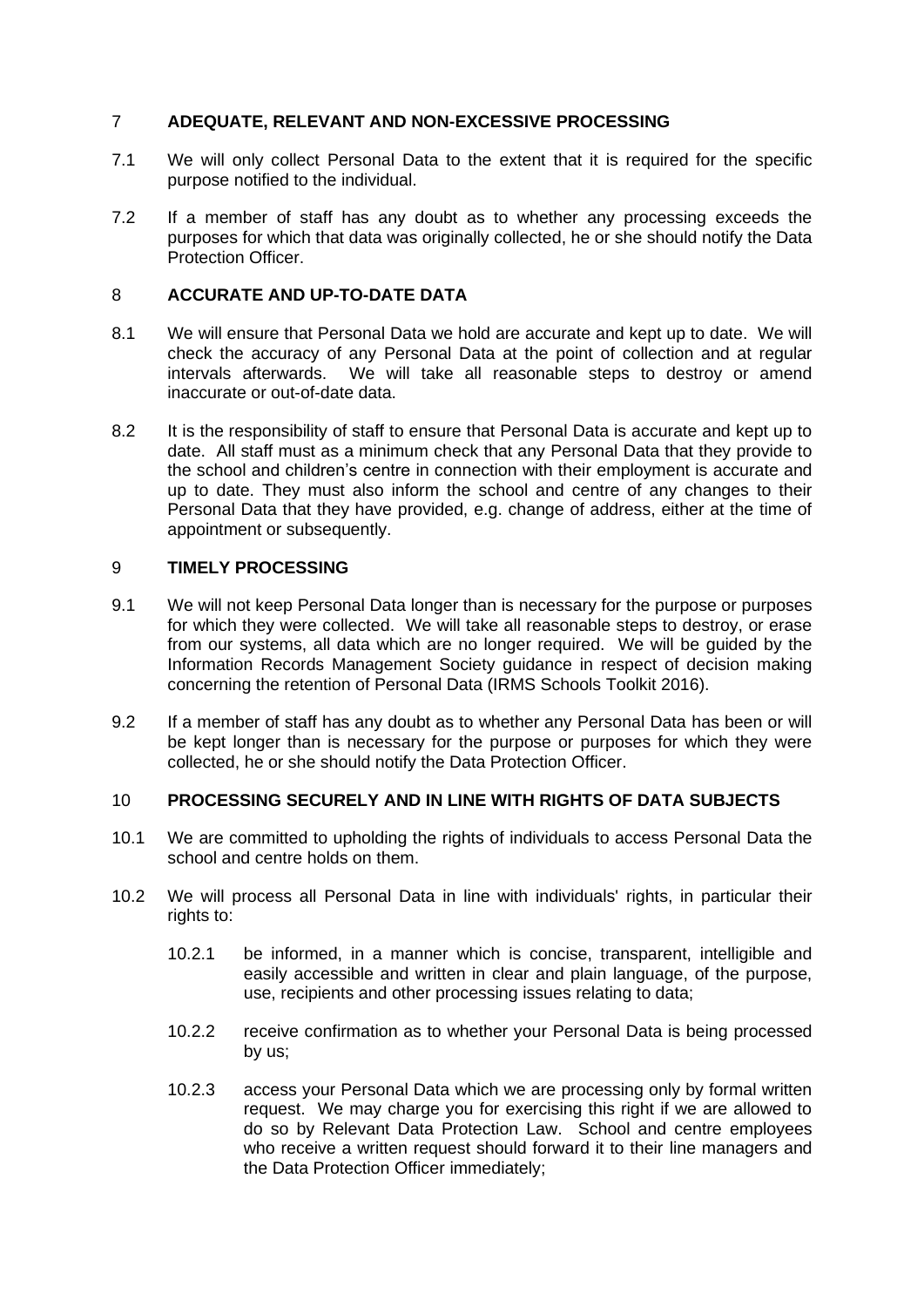## 7 ADEQUATE, RELEVANT AND NON-EXCESSIVE PROCESSING

7.1 We will only collect Personal Data to the extent that it is required for the specific purpose notified to the individual.

7.2 If a member of staff has any doubt as to whether any processing exceeds the purposes for which that data was originally collected, he or she should notify the Data Protection Officer.

## 8 ACCURATE AND UP-TO-DATE DATA

8.1 We will ensure that Personal Data we hold are accurate and kept up to date. We will check the accuracy of any Personal Data at the point of collection and at regular intervals afterwards. We will take all reasonable steps to destroy or amend inaccurate or out-of-date data.

8.2 It is the responsibility of staff to ensure that Personal Data is accurate and kept up to date. All staff must as a minimum check that any Personal Data that they provide to the school and children's centre in connection with their employment is accurate and up to date. They must also inform the school and centre of any changes to their Personal Data that they have provided, e.g. change of address, either at the time of appointment or subsequently.

## 9 TIMELY PROCESSING

9.1 We will not keep Personal Data longer than is necessary for the purpose or purposes for which they were collected. We will take all reasonable steps to destroy, or erase from our systems, all data which are no longer required. We will be guided by the Information Records Management Society guidance in respect of decision making concerning the retention of Personal Data (IRMS Schools Toolkit 2016).

9.2 If a member of staff has any doubt as to whether any Personal Data has been or will be kept longer than is necessary for the purpose or purposes for which they were collected, he or she should notify the Data Protection Officer.

## 10 PROCESSING SECURELY AND IN LINE WITH RIGHTS OF DATA SUBJECTS

10.1 We are committed to upholding the rights of individuals to access Personal Data the school and centre holds on them.

10.2 We will process all Personal Data in line with individuals' rights, in particular their rights to:

- 10.2.1 be informed, in a manner which is concise, transparent, intelligible and easily accessible and written in clear and plain language, of the purpose, use, recipients and other processing issues relating to data;

- 10.2.2 receive confirmation as to whether your Personal Data is being processed by us;

- 10.2.3 access your Personal Data which we are processing only by formal written request. We may charge you for exercising this right if we are allowed to do so by Relevant Data Protection Law. School and centre employees who receive a written request should forward it to their line managers and the Data Protection Officer immediately;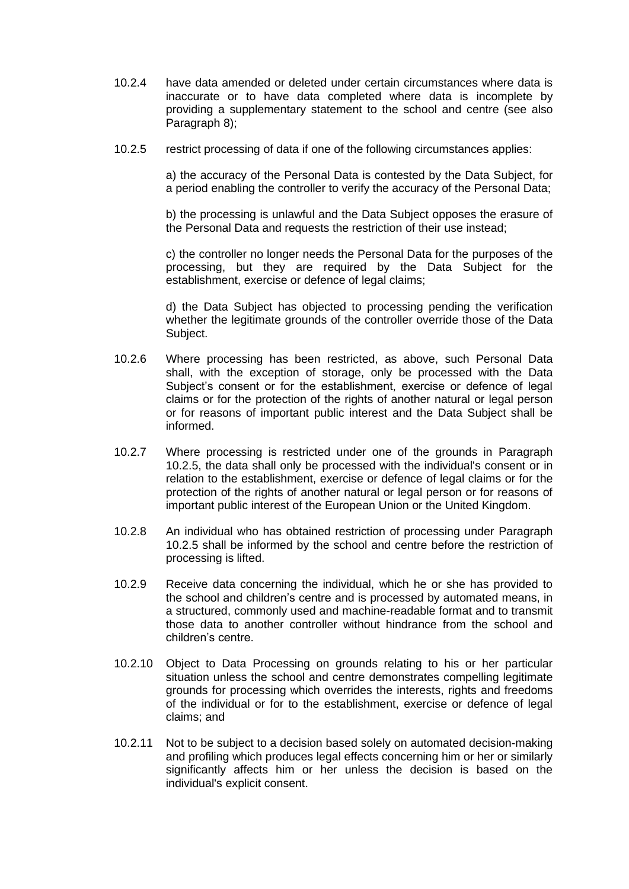10.2.4 have data amended or deleted under certain circumstances where data is inaccurate or to have data completed where data is incomplete by providing a supplementary statement to the school and centre (see also Paragraph 8);

10.2.5 restrict processing of data if one of the following circumstances applies:

a) the accuracy of the Personal Data is contested by the Data Subject, for a period enabling the controller to verify the accuracy of the Personal Data;

b) the processing is unlawful and the Data Subject opposes the erasure of the Personal Data and requests the restriction of their use instead;

c) the controller no longer needs the Personal Data for the purposes of the processing, but they are required by the Data Subject for the establishment, exercise or defence of legal claims;

d) the Data Subject has objected to processing pending the verification whether the legitimate grounds of the controller override those of the Data Subject.

10.2.6 Where processing has been restricted, as above, such Personal Data shall, with the exception of storage, only be processed with the Data Subject's consent or for the establishment, exercise or defence of legal claims or for the protection of the rights of another natural or legal person or for reasons of important public interest and the Data Subject shall be informed.

10.2.7 Where processing is restricted under one of the grounds in Paragraph 10.2.5, the data shall only be processed with the individual's consent or in relation to the establishment, exercise or defence of legal claims or for the protection of the rights of another natural or legal person or for reasons of important public interest of the European Union or the United Kingdom.

10.2.8 An individual who has obtained restriction of processing under Paragraph 10.2.5 shall be informed by the school and centre before the restriction of processing is lifted.

10.2.9 Receive data concerning the individual, which he or she has provided to the school and children's centre and is processed by automated means, in a structured, commonly used and machine-readable format and to transmit those data to another controller without hindrance from the school and children's centre.

10.2.10 Object to Data Processing on grounds relating to his or her particular situation unless the school and centre demonstrates compelling legitimate grounds for processing which overrides the interests, rights and freedoms of the individual or for to the establishment, exercise or defence of legal claims; and

10.2.11 Not to be subject to a decision based solely on automated decision-making and profiling which produces legal effects concerning him or her or similarly significantly affects him or her unless the decision is based on the individual's explicit consent.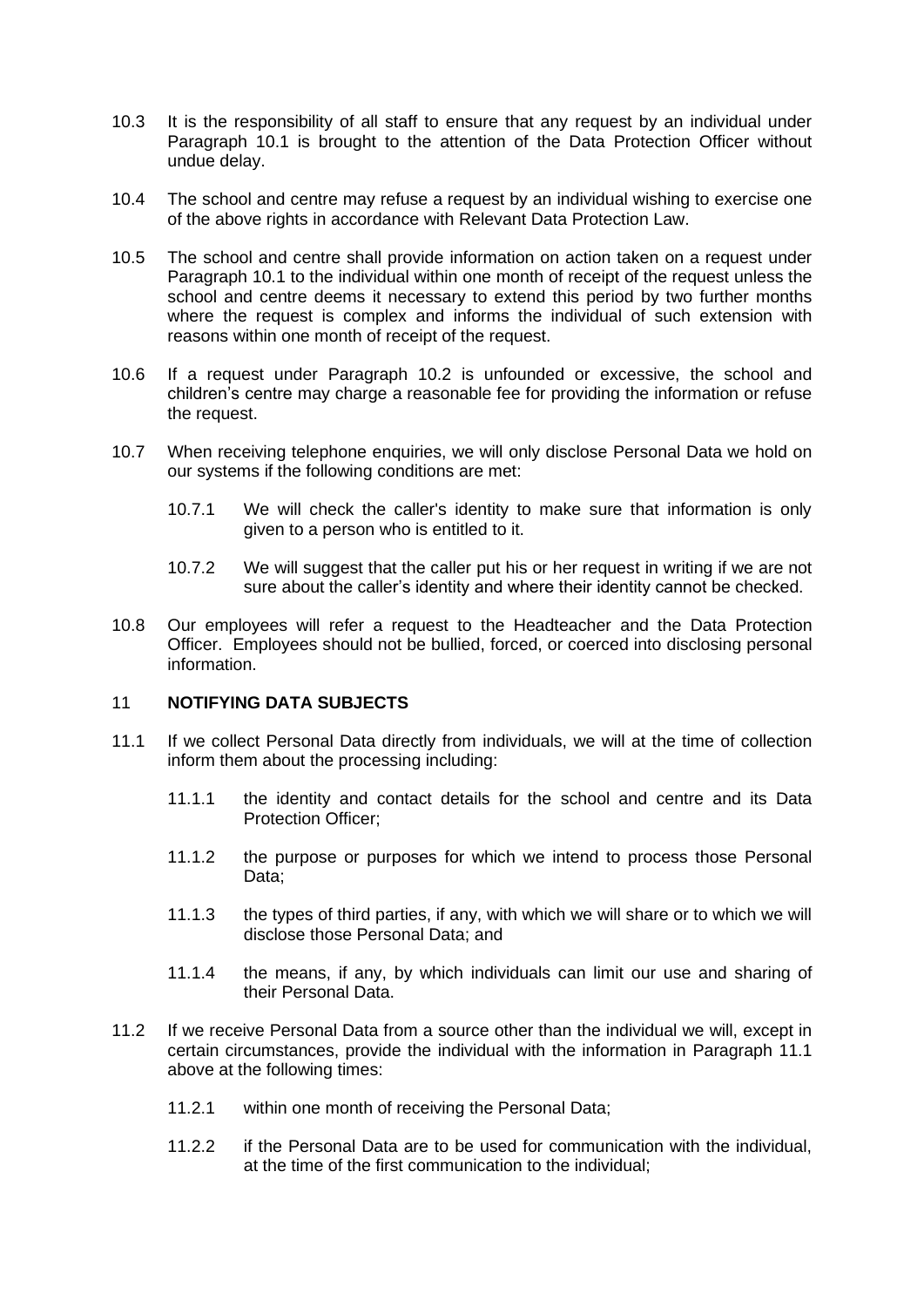10.3 It is the responsibility of all staff to ensure that any request by an individual under Paragraph 10.1 is brought to the attention of the Data Protection Officer without undue delay.

10.4 The school and centre may refuse a request by an individual wishing to exercise one of the above rights in accordance with Relevant Data Protection Law.

10.5 The school and centre shall provide information on action taken on a request under Paragraph 10.1 to the individual within one month of receipt of the request unless the school and centre deems it necessary to extend this period by two further months where the request is complex and informs the individual of such extension with reasons within one month of receipt of the request.

10.6 If a request under Paragraph 10.2 is unfounded or excessive, the school and children's centre may charge a reasonable fee for providing the information or refuse the request.

10.7 When receiving telephone enquiries, we will only disclose Personal Data we hold on our systems if the following conditions are met:

10.7.1 We will check the caller's identity to make sure that information is only given to a person who is entitled to it.

10.7.2 We will suggest that the caller put his or her request in writing if we are not sure about the caller's identity and where their identity cannot be checked.

10.8 Our employees will refer a request to the Headteacher and the Data Protection Officer. Employees should not be bullied, forced, or coerced into disclosing personal information.

## 11 NOTIFYING DATA SUBJECTS

11.1 If we collect Personal Data directly from individuals, we will at the time of collection inform them about the processing including:

11.1.1 the identity and contact details for the school and centre and its Data Protection Officer;

11.1.2 the purpose or purposes for which we intend to process those Personal Data;

11.1.3 the types of third parties, if any, with which we will share or to which we will disclose those Personal Data; and

11.1.4 the means, if any, by which individuals can limit our use and sharing of their Personal Data.

11.2 If we receive Personal Data from a source other than the individual we will, except in certain circumstances, provide the individual with the information in Paragraph 11.1 above at the following times:

11.2.1 within one month of receiving the Personal Data;

11.2.2 if the Personal Data are to be used for communication with the individual, at the time of the first communication to the individual;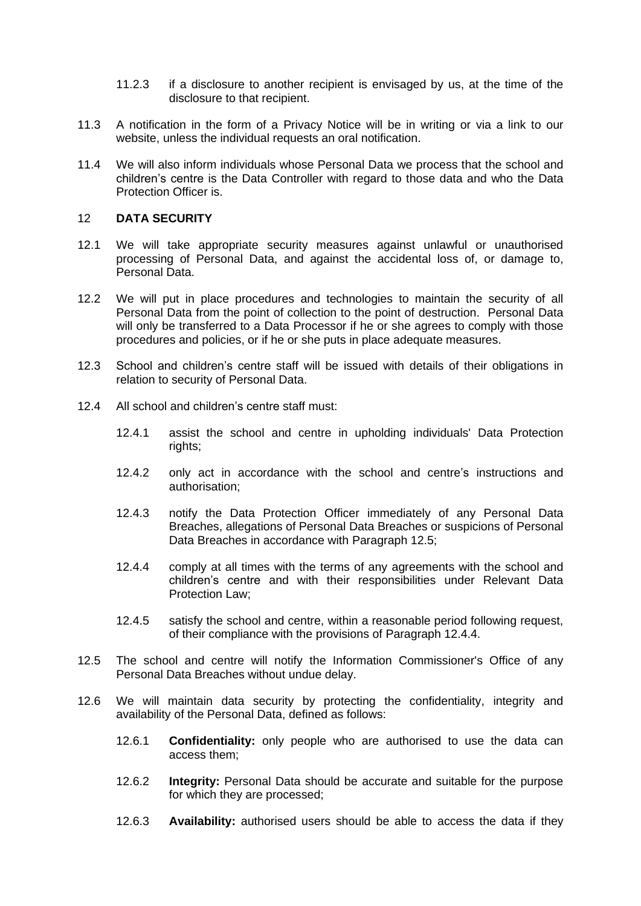11.2.3 if a disclosure to another recipient is envisaged by us, at the time of the disclosure to that recipient.

11.3 A notification in the form of a Privacy Notice will be in writing or via a link to our website, unless the individual requests an oral notification.

11.4 We will also inform individuals whose Personal Data we process that the school and children's centre is the Data Controller with regard to those data and who the Data Protection Officer is.

## 12 DATA SECURITY

12.1 We will take appropriate security measures against unlawful or unauthorised processing of Personal Data, and against the accidental loss of, or damage to, Personal Data.

12.2 We will put in place procedures and technologies to maintain the security of all Personal Data from the point of collection to the point of destruction. Personal Data will only be transferred to a Data Processor if he or she agrees to comply with those procedures and policies, or if he or she puts in place adequate measures.

12.3 School and children's centre staff will be issued with details of their obligations in relation to security of Personal Data.

12.4 All school and children's centre staff must:

12.4.1 assist the school and centre in upholding individuals' Data Protection rights;

12.4.2 only act in accordance with the school and centre's instructions and authorisation;

12.4.3 notify the Data Protection Officer immediately of any Personal Data Breaches, allegations of Personal Data Breaches or suspicions of Personal Data Breaches in accordance with Paragraph 12.5;

12.4.4 comply at all times with the terms of any agreements with the school and children's centre and with their responsibilities under Relevant Data Protection Law;

12.4.5 satisfy the school and centre, within a reasonable period following request, of their compliance with the provisions of Paragraph 12.4.4.

12.5 The school and centre will notify the Information Commissioner's Office of any Personal Data Breaches without undue delay.

12.6 We will maintain data security by protecting the confidentiality, integrity and availability of the Personal Data, defined as follows:

12.6.1 **Confidentiality:** only people who are authorised to use the data can access them;

12.6.2 **Integrity:** Personal Data should be accurate and suitable for the purpose for which they are processed;

12.6.3 **Availability:** authorised users should be able to access the data if they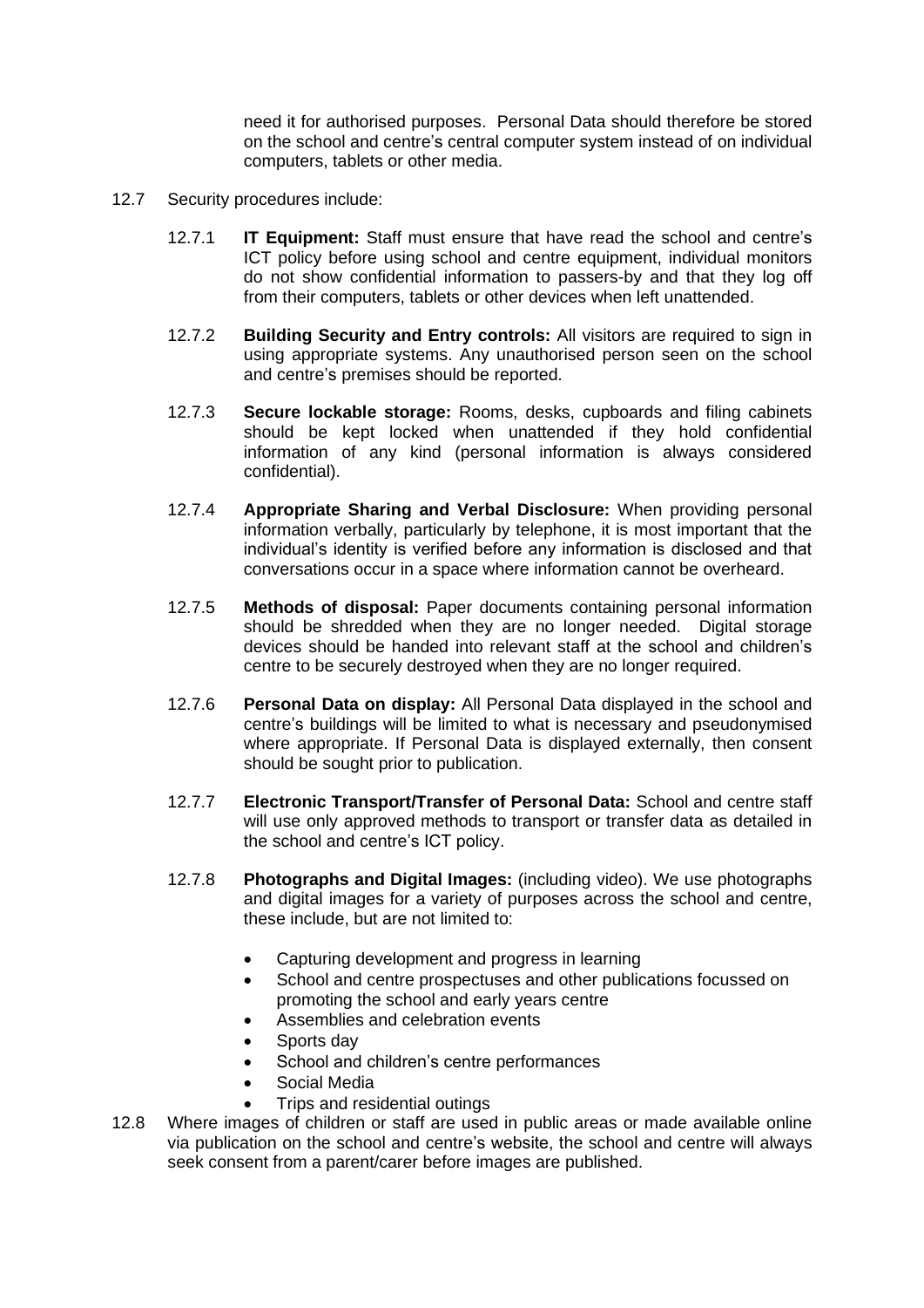need it for authorised purposes. Personal Data should therefore be stored on the school and centre's central computer system instead of on individual computers, tablets or other media.

12.7 Security procedures include:

12.7.1 **IT Equipment:** Staff must ensure that have read the school and centre's ICT policy before using school and centre equipment, individual monitors do not show confidential information to passers-by and that they log off from their computers, tablets or other devices when left unattended.

12.7.2 **Building Security and Entry controls:** All visitors are required to sign in using appropriate systems. Any unauthorised person seen on the school and centre's premises should be reported.

12.7.3 **Secure lockable storage:** Rooms, desks, cupboards and filing cabinets should be kept locked when unattended if they hold confidential information of any kind (personal information is always considered confidential).

12.7.4 **Appropriate Sharing and Verbal Disclosure:** When providing personal information verbally, particularly by telephone, it is most important that the individual's identity is verified before any information is disclosed and that conversations occur in a space where information cannot be overheard.

12.7.5 **Methods of disposal:** Paper documents containing personal information should be shredded when they are no longer needed. Digital storage devices should be handed into relevant staff at the school and children's centre to be securely destroyed when they are no longer required.

12.7.6 **Personal Data on display:** All Personal Data displayed in the school and centre's buildings will be limited to what is necessary and pseudonymised where appropriate. If Personal Data is displayed externally, then consent should be sought prior to publication.

12.7.7 **Electronic Transport/Transfer of Personal Data:** School and centre staff will use only approved methods to transport or transfer data as detailed in the school and centre's ICT policy.

12.7.8 **Photographs and Digital Images:** (including video). We use photographs and digital images for a variety of purposes across the school and centre, these include, but are not limited to:

- Capturing development and progress in learning
- School and centre prospectuses and other publications focussed on promoting the school and early years centre
- Assemblies and celebration events
- Sports day
- School and children's centre performances
- Social Media
- Trips and residential outings

12.8 Where images of children or staff are used in public areas or made available online via publication on the school and centre's website, the school and centre will always seek consent from a parent/carer before images are published.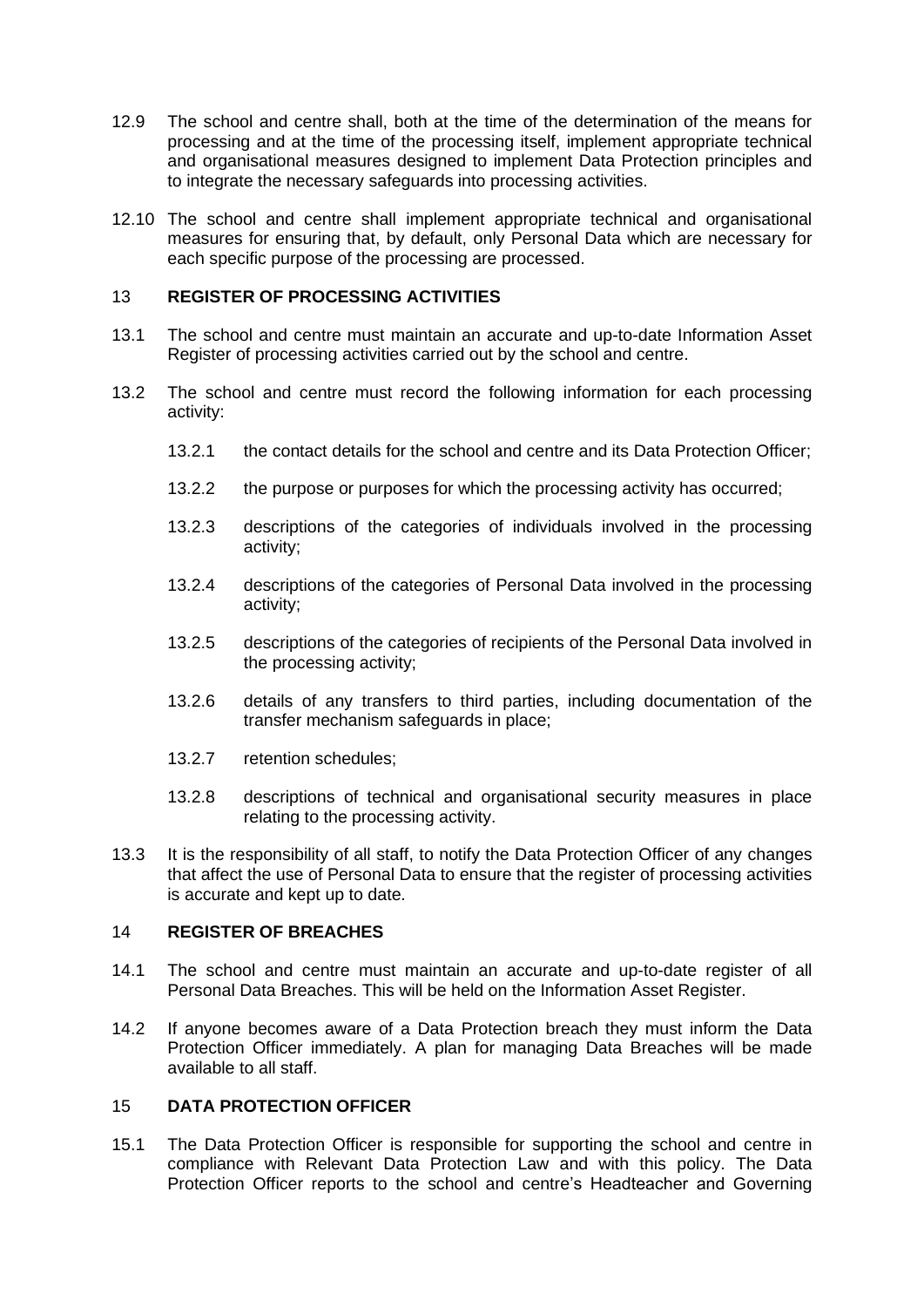12.9 The school and centre shall, both at the time of the determination of the means for processing and at the time of the processing itself, implement appropriate technical and organisational measures designed to implement Data Protection principles and to integrate the necessary safeguards into processing activities.

12.10 The school and centre shall implement appropriate technical and organisational measures for ensuring that, by default, only Personal Data which are necessary for each specific purpose of the processing are processed.

## 13 REGISTER OF PROCESSING ACTIVITIES

13.1 The school and centre must maintain an accurate and up-to-date Information Asset Register of processing activities carried out by the school and centre.

13.2 The school and centre must record the following information for each processing activity:

13.2.1 the contact details for the school and centre and its Data Protection Officer;

13.2.2 the purpose or purposes for which the processing activity has occurred;

13.2.3 descriptions of the categories of individuals involved in the processing activity;

13.2.4 descriptions of the categories of Personal Data involved in the processing activity;

13.2.5 descriptions of the categories of recipients of the Personal Data involved in the processing activity;

13.2.6 details of any transfers to third parties, including documentation of the transfer mechanism safeguards in place;

13.2.7 retention schedules;

13.2.8 descriptions of technical and organisational security measures in place relating to the processing activity.

13.3 It is the responsibility of all staff, to notify the Data Protection Officer of any changes that affect the use of Personal Data to ensure that the register of processing activities is accurate and kept up to date.

## 14 REGISTER OF BREACHES

14.1 The school and centre must maintain an accurate and up-to-date register of all Personal Data Breaches. This will be held on the Information Asset Register.

14.2 If anyone becomes aware of a Data Protection breach they must inform the Data Protection Officer immediately. A plan for managing Data Breaches will be made available to all staff.

## 15 DATA PROTECTION OFFICER

15.1 The Data Protection Officer is responsible for supporting the school and centre in compliance with Relevant Data Protection Law and with this policy. The Data Protection Officer reports to the school and centre's Headteacher and Governing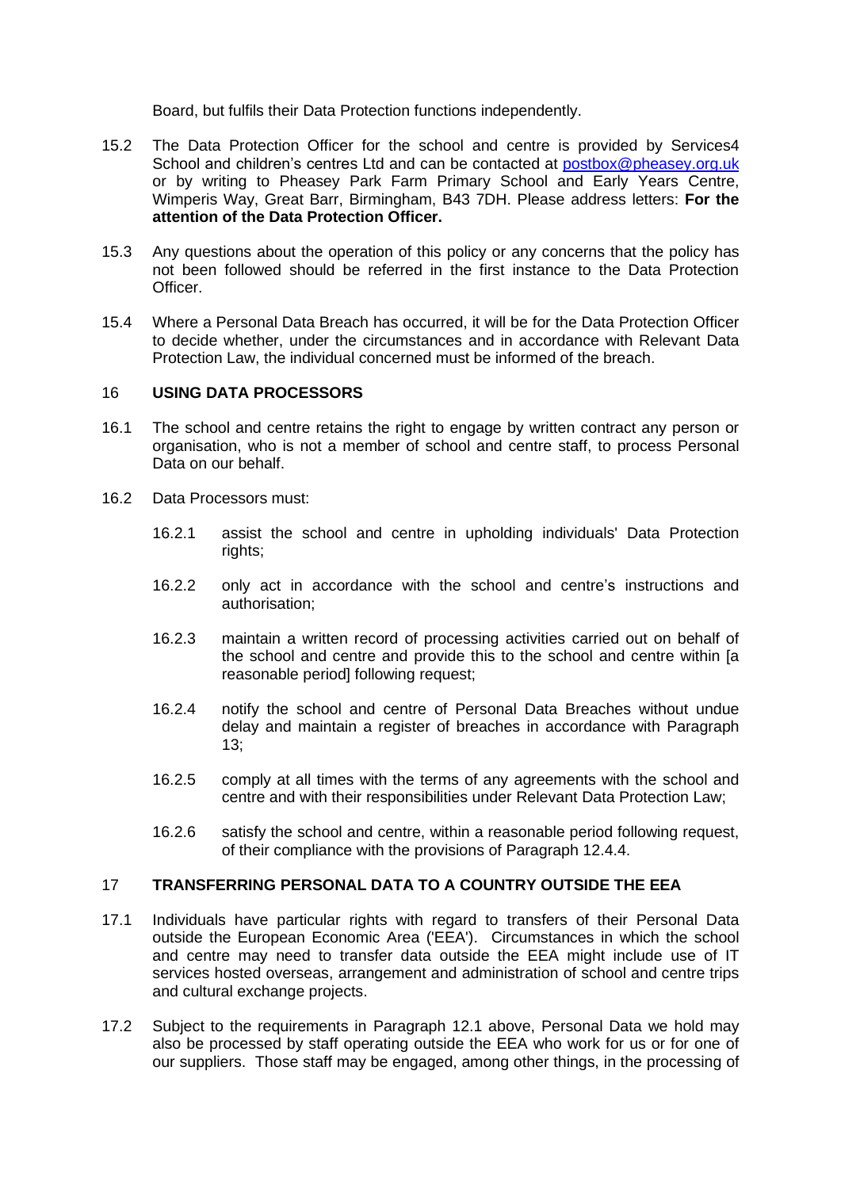Board, but fulfils their Data Protection functions independently.

15.2 The Data Protection Officer for the school and centre is provided by Services4 School and children's centres Ltd and can be contacted at postbox@pheasey.org.uk or by writing to Pheasey Park Farm Primary School and Early Years Centre, Wimperis Way, Great Barr, Birmingham, B43 7DH. Please address letters: **For the attention of the Data Protection Officer.**

15.3 Any questions about the operation of this policy or any concerns that the policy has not been followed should be referred in the first instance to the Data Protection Officer.

15.4 Where a Personal Data Breach has occurred, it will be for the Data Protection Officer to decide whether, under the circumstances and in accordance with Relevant Data Protection Law, the individual concerned must be informed of the breach.

## 16 USING DATA PROCESSORS

16.1 The school and centre retains the right to engage by written contract any person or organisation, who is not a member of school and centre staff, to process Personal Data on our behalf.

16.2 Data Processors must:

16.2.1 assist the school and centre in upholding individuals' Data Protection rights;

16.2.2 only act in accordance with the school and centre's instructions and authorisation;

16.2.3 maintain a written record of processing activities carried out on behalf of the school and centre and provide this to the school and centre within [a reasonable period] following request;

16.2.4 notify the school and centre of Personal Data Breaches without undue delay and maintain a register of breaches in accordance with Paragraph 13;

16.2.5 comply at all times with the terms of any agreements with the school and centre and with their responsibilities under Relevant Data Protection Law;

16.2.6 satisfy the school and centre, within a reasonable period following request, of their compliance with the provisions of Paragraph 12.4.4.

## 17 TRANSFERRING PERSONAL DATA TO A COUNTRY OUTSIDE THE EEA

17.1 Individuals have particular rights with regard to transfers of their Personal Data outside the European Economic Area ('EEA'). Circumstances in which the school and centre may need to transfer data outside the EEA might include use of IT services hosted overseas, arrangement and administration of school and centre trips and cultural exchange projects.

17.2 Subject to the requirements in Paragraph 12.1 above, Personal Data we hold may also be processed by staff operating outside the EEA who work for us or for one of our suppliers. Those staff may be engaged, among other things, in the processing of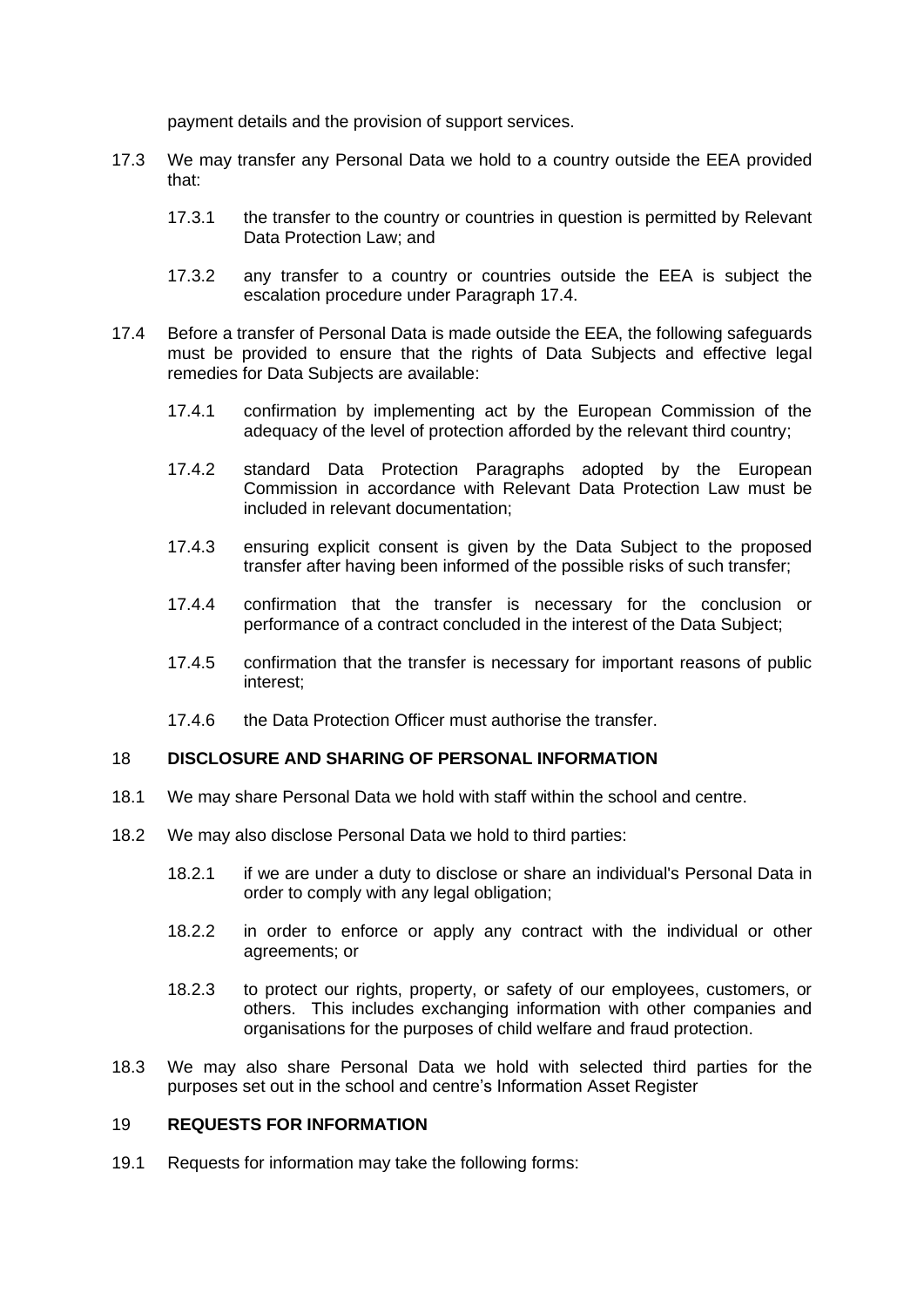payment details and the provision of support services.

17.3 We may transfer any Personal Data we hold to a country outside the EEA provided that:

17.3.1 the transfer to the country or countries in question is permitted by Relevant Data Protection Law; and

17.3.2 any transfer to a country or countries outside the EEA is subject the escalation procedure under Paragraph 17.4.

17.4 Before a transfer of Personal Data is made outside the EEA, the following safeguards must be provided to ensure that the rights of Data Subjects and effective legal remedies for Data Subjects are available:

17.4.1 confirmation by implementing act by the European Commission of the adequacy of the level of protection afforded by the relevant third country;

17.4.2 standard Data Protection Paragraphs adopted by the European Commission in accordance with Relevant Data Protection Law must be included in relevant documentation;

17.4.3 ensuring explicit consent is given by the Data Subject to the proposed transfer after having been informed of the possible risks of such transfer;

17.4.4 confirmation that the transfer is necessary for the conclusion or performance of a contract concluded in the interest of the Data Subject;

17.4.5 confirmation that the transfer is necessary for important reasons of public interest;

17.4.6 the Data Protection Officer must authorise the transfer.

## 18 DISCLOSURE AND SHARING OF PERSONAL INFORMATION

18.1 We may share Personal Data we hold with staff within the school and centre.

18.2 We may also disclose Personal Data we hold to third parties:

18.2.1 if we are under a duty to disclose or share an individual's Personal Data in order to comply with any legal obligation;

18.2.2 in order to enforce or apply any contract with the individual or other agreements; or

18.2.3 to protect our rights, property, or safety of our employees, customers, or others. This includes exchanging information with other companies and organisations for the purposes of child welfare and fraud protection.

18.3 We may also share Personal Data we hold with selected third parties for the purposes set out in the school and centre's Information Asset Register

## 19 REQUESTS FOR INFORMATION

19.1 Requests for information may take the following forms: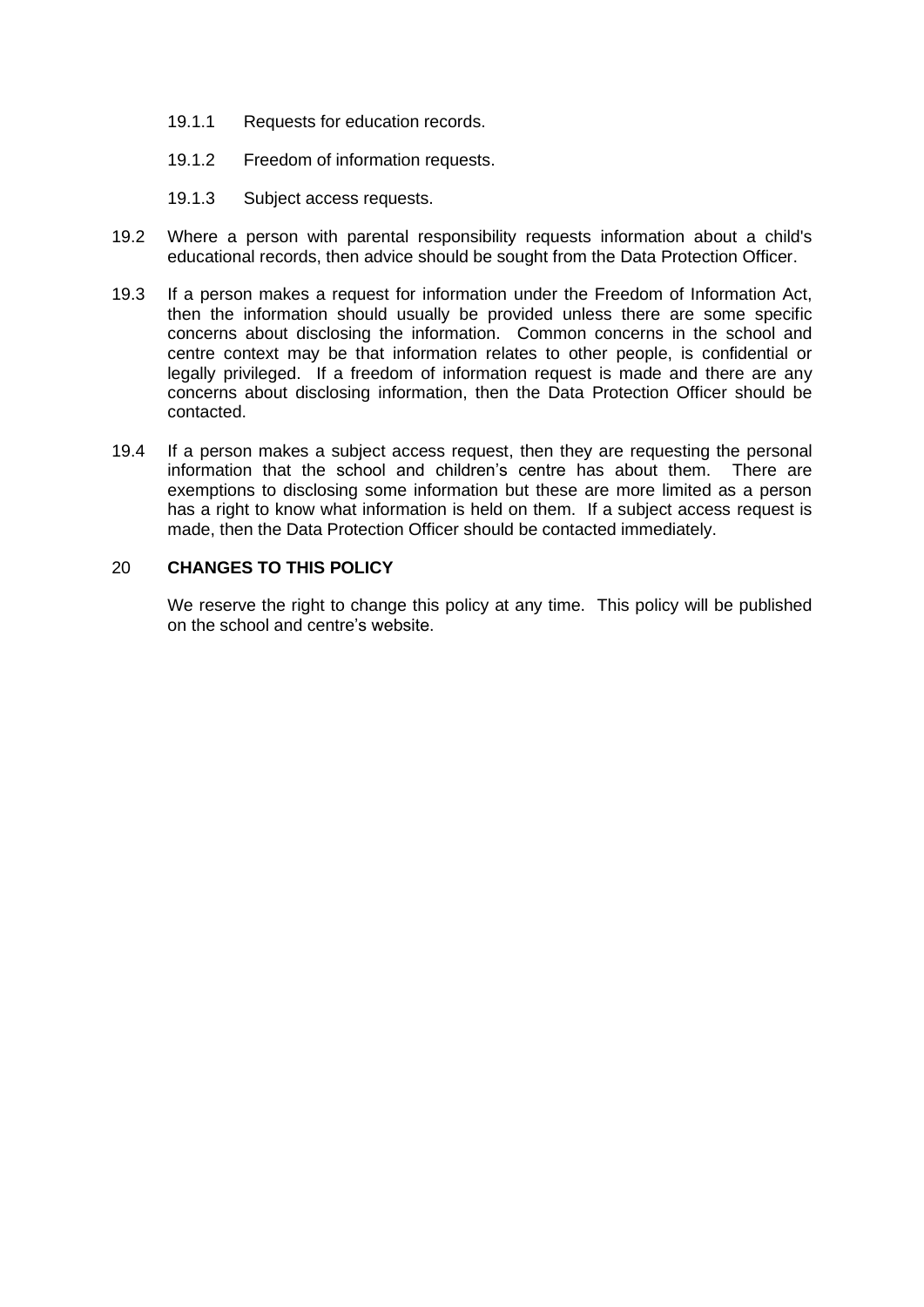19.1.1 Requests for education records.

19.1.2 Freedom of information requests.

19.1.3 Subject access requests.

19.2 Where a person with parental responsibility requests information about a child's educational records, then advice should be sought from the Data Protection Officer.

19.3 If a person makes a request for information under the Freedom of Information Act, then the information should usually be provided unless there are some specific concerns about disclosing the information. Common concerns in the school and centre context may be that information relates to other people, is confidential or legally privileged. If a freedom of information request is made and there are any concerns about disclosing information, then the Data Protection Officer should be contacted.

19.4 If a person makes a subject access request, then they are requesting the personal information that the school and children's centre has about them. There are exemptions to disclosing some information but these are more limited as a person has a right to know what information is held on them. If a subject access request is made, then the Data Protection Officer should be contacted immediately.

## 20 CHANGES TO THIS POLICY

We reserve the right to change this policy at any time. This policy will be published on the school and centre's website.